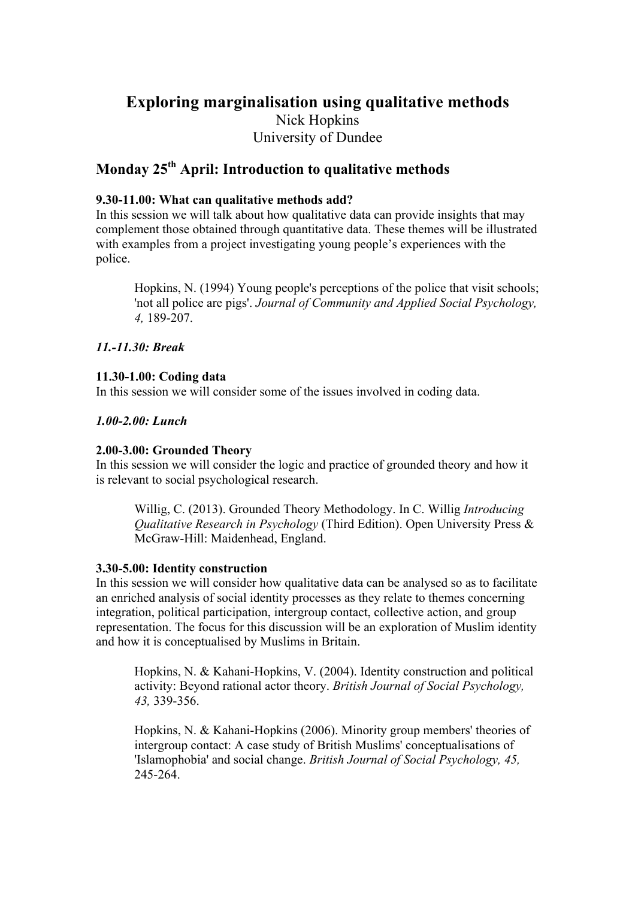# Exploring marginalisation using qualitative methods

Nick Hopkins
University of Dundee

## Monday 25th April: Introduction to qualitative methods

**9.30-11.00: What can qualitative methods add?**
In this session we will talk about how qualitative data can provide insights that may complement those obtained through quantitative data. These themes will be illustrated with examples from a project investigating young people's experiences with the police.

> Hopkins, N. (1994) Young people's perceptions of the police that visit schools; 'not all police are pigs'. *Journal of Community and Applied Social Psychology, 4,* 189-207.

***11.-11.30: Break***

**11.30-1.00: Coding data**
In this session we will consider some of the issues involved in coding data.

***1.00-2.00: Lunch***

**2.00-3.00: Grounded Theory**
In this session we will consider the logic and practice of grounded theory and how it is relevant to social psychological research.

> Willig, C. (2013). Grounded Theory Methodology. In C. Willig *Introducing Qualitative Research in Psychology* (Third Edition). Open University Press & McGraw-Hill: Maidenhead, England.

**3.30-5.00: Identity construction**
In this session we will consider how qualitative data can be analysed so as to facilitate an enriched analysis of social identity processes as they relate to themes concerning integration, political participation, intergroup contact, collective action, and group representation. The focus for this discussion will be an exploration of Muslim identity and how it is conceptualised by Muslims in Britain.

> Hopkins, N. & Kahani-Hopkins, V. (2004). Identity construction and political activity: Beyond rational actor theory. *British Journal of Social Psychology, 43,* 339-356.
>
> Hopkins, N. & Kahani-Hopkins (2006). Minority group members' theories of intergroup contact: A case study of British Muslims' conceptualisations of 'Islamophobia' and social change. *British Journal of Social Psychology, 45,* 245-264.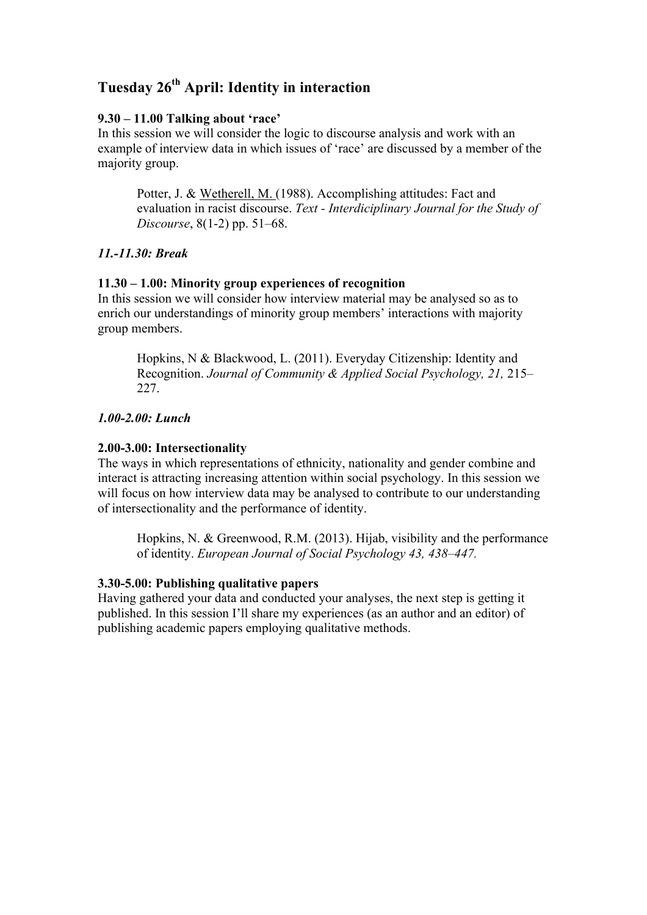## Tuesday 26th April: Identity in interaction

**9.30 – 11.00 Talking about 'race'**

In this session we will consider the logic to discourse analysis and work with an example of interview data in which issues of 'race' are discussed by a member of the majority group.

> Potter, J. & Wetherell, M. (1988). Accomplishing attitudes: Fact and evaluation in racist discourse. *Text - Interdiciplinary Journal for the Study of Discourse*, 8(1-2) pp. 51–68.

***11.-11.30: Break***

**11.30 – 1.00: Minority group experiences of recognition**

In this session we will consider how interview material may be analysed so as to enrich our understandings of minority group members' interactions with majority group members.

> Hopkins, N & Blackwood, L. (2011). Everyday Citizenship: Identity and Recognition. *Journal of Community & Applied Social Psychology, 21,* 215–227.

***1.00-2.00: Lunch***

**2.00-3.00: Intersectionality**

The ways in which representations of ethnicity, nationality and gender combine and interact is attracting increasing attention within social psychology. In this session we will focus on how interview data may be analysed to contribute to our understanding of intersectionality and the performance of identity.

> Hopkins, N. & Greenwood, R.M. (2013). Hijab, visibility and the performance of identity. *European Journal of Social Psychology 43, 438–447.*

**3.30-5.00: Publishing qualitative papers**

Having gathered your data and conducted your analyses, the next step is getting it published. In this session I'll share my experiences (as an author and an editor) of publishing academic papers employing qualitative methods.